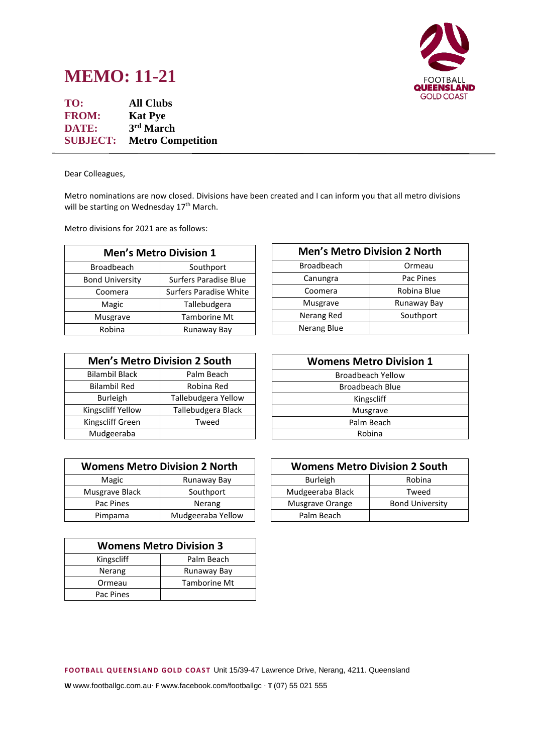# MEMO: 11-21

FOOTBALL QUEENSLAND GOLD COAST

**TO:** All Clubs
**FROM:** Kat Pye
**DATE:** 3rd March
**SUBJECT:** Metro Competition

---

Dear Colleagues,

Metro nominations are now closed. Divisions have been created and I can inform you that all metro divisions will be starting on Wednesday 17th March.

Metro divisions for 2021 are as follows:

| Men's Metro Division 1 | |
|---|---|
| Broadbeach | Southport |
| Bond University | Surfers Paradise Blue |
| Coomera | Surfers Paradise White |
| Magic | Tallebudgera |
| Musgrave | Tamborine Mt |
| Robina | Runaway Bay |

| Men's Metro Division 2 North | |
|---|---|
| Broadbeach | Ormeau |
| Canungra | Pac Pines |
| Coomera | Robina Blue |
| Musgrave | Runaway Bay |
| Nerang Red | Southport |
| Nerang Blue | |

| Men's Metro Division 2 South | |
|---|---|
| Bilambil Black | Palm Beach |
| Bilambil Red | Robina Red |
| Burleigh | Tallebudgera Yellow |
| Kingscliff Yellow | Tallebudgera Black |
| Kingscliff Green | Tweed |
| Mudgeeraba | |

| Womens Metro Division 1 |
|---|
| Broadbeach Yellow |
| Broadbeach Blue |
| Kingscliff |
| Musgrave |
| Palm Beach |
| Robina |

| Womens Metro Division 2 North | |
|---|---|
| Magic | Runaway Bay |
| Musgrave Black | Southport |
| Pac Pines | Nerang |
| Pimpama | Mudgeeraba Yellow |

| Womens Metro Division 2 South | |
|---|---|
| Burleigh | Robina |
| Mudgeeraba Black | Tweed |
| Musgrave Orange | Bond University |
| Palm Beach | |

| Womens Metro Division 3 | |
|---|---|
| Kingscliff | Palm Beach |
| Nerang | Runaway Bay |
| Ormeau | Tamborine Mt |
| Pac Pines | |

**FOOTBALL QUEENSLAND GOLD COAST** Unit 15/39-47 Lawrence Drive, Nerang, 4211. Queensland

**W** www.footballgc.com.au· **F** www.facebook.com/footballgc · **T** (07) 55 021 555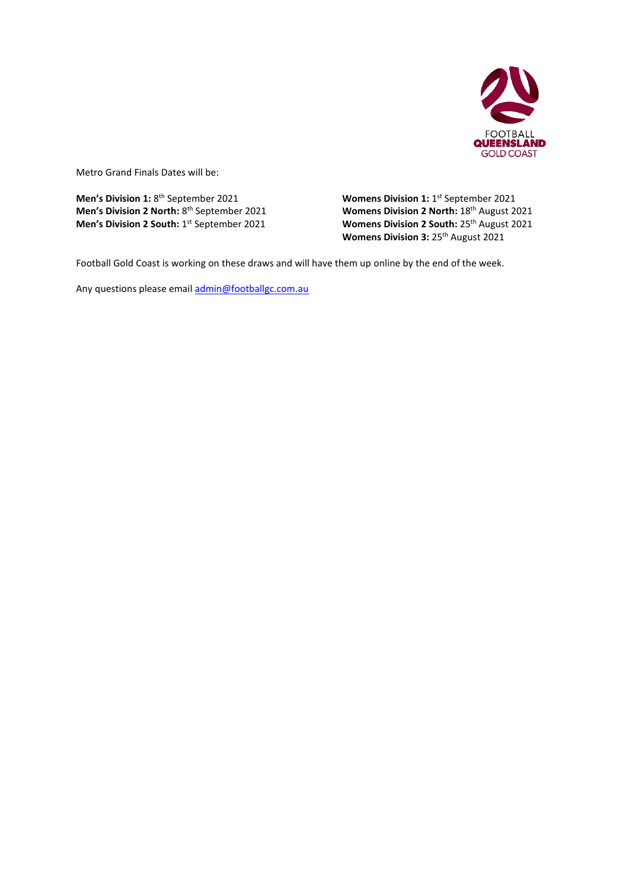Metro Grand Finals Dates will be:

**Men's Division 1:** 8th September 2021
**Men's Division 2 North:** 8th September 2021
**Men's Division 2 South:** 1st September 2021

**Womens Division 1:** 1st September 2021
**Womens Division 2 North:** 18th August 2021
**Womens Division 2 South:** 25th August 2021
**Womens Division 3:** 25th August 2021

Football Gold Coast is working on these draws and will have them up online by the end of the week.

Any questions please email admin@footballgc.com.au